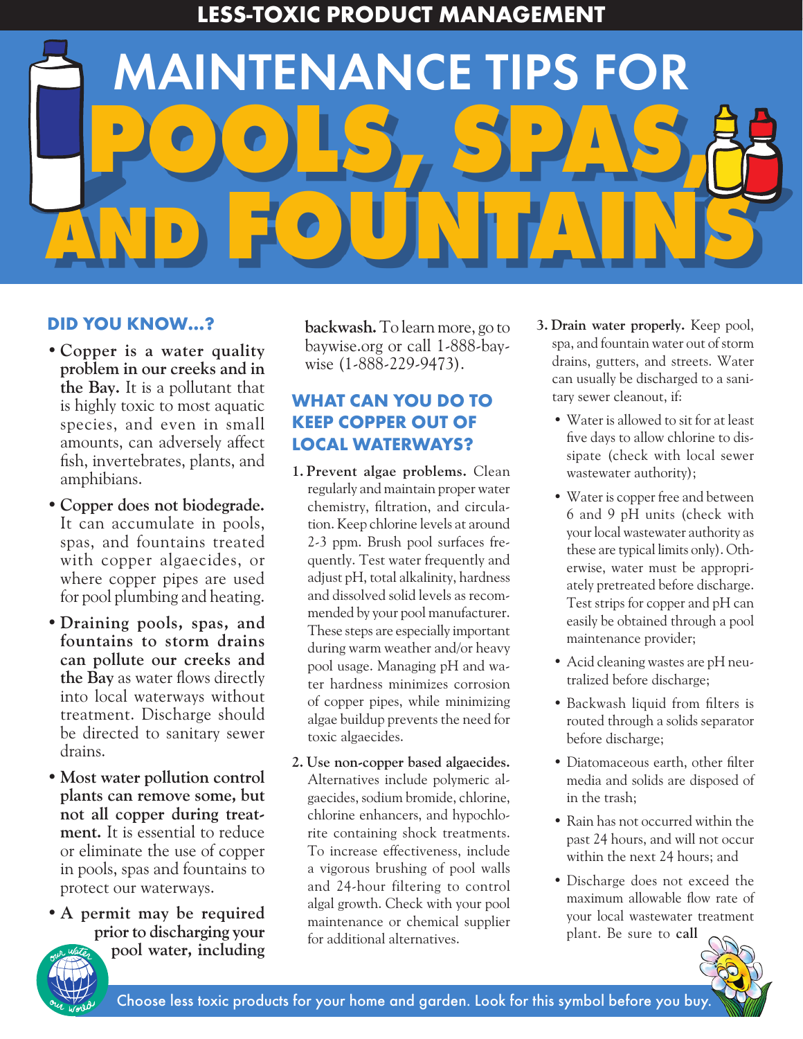LESS-TOXIC PRODUCT MANAGEMENT

# MAINTENANCE TIPS FOR POOLS, SPAS, AND FOUNTAINS

## DID YOU KNOW...?

- **Copper is a water quality problem in our creeks and in the Bay.** It is a pollutant that is highly toxic to most aquatic species, and even in small amounts, can adversely affect fish, invertebrates, plants, and amphibians.
- **Copper does not biodegrade.** It can accumulate in pools, spas, and fountains treated with copper algaecides, or where copper pipes are used for pool plumbing and heating.
- **Draining pools, spas, and fountains to storm drains can pollute our creeks and the Bay** as water flows directly into local waterways without treatment. Discharge should be directed to sanitary sewer drains.
- **Most water pollution control plants can remove some, but not all copper during treatment.** It is essential to reduce or eliminate the use of copper in pools, spas and fountains to protect our waterways.
- **A permit may be required prior to discharging your pool water, including backwash.** To learn more, go to baywise.org or call 1-888-bay-wise (1-888-229-9473).

## WHAT CAN YOU DO TO KEEP COPPER OUT OF LOCAL WATERWAYS?

1. **Prevent algae problems.** Clean regularly and maintain proper water chemistry, filtration, and circulation. Keep chlorine levels at around 2-3 ppm. Brush pool surfaces frequently. Test water frequently and adjust pH, total alkalinity, hardness and dissolved solid levels as recommended by your pool manufacturer. These steps are especially important during warm weather and/or heavy pool usage. Managing pH and water hardness minimizes corrosion of copper pipes, while minimizing algae buildup prevents the need for toxic algaecides.
2. **Use non-copper based algaecides.** Alternatives include polymeric algaecides, sodium bromide, chlorine, chlorine enhancers, and hypochlorite containing shock treatments. To increase effectiveness, include a vigorous brushing of pool walls and 24-hour filtering to control algal growth. Check with your pool maintenance or chemical supplier for additional alternatives.
3. **Drain water properly.** Keep pool, spa, and fountain water out of storm drains, gutters, and streets. Water can usually be discharged to a sanitary sewer cleanout, if:
   - Water is allowed to sit for at least five days to allow chlorine to dissipate (check with local sewer wastewater authority);
   - Water is copper free and between 6 and 9 pH units (check with your local wastewater authority as these are typical limits only). Otherwise, water must be appropriately pretreated before discharge. Test strips for copper and pH can easily be obtained through a pool maintenance provider;
   - Acid cleaning wastes are pH neutralized before discharge;
   - Backwash liquid from filters is routed through a solids separator before discharge;
   - Diatomaceous earth, other filter media and solids are disposed of in the trash;
   - Rain has not occurred within the past 24 hours, and will not occur within the next 24 hours; and
   - Discharge does not exceed the maximum allowable flow rate of your local wastewater treatment plant. Be sure to **call**

Choose less toxic products for your home and garden. Look for this symbol before you buy.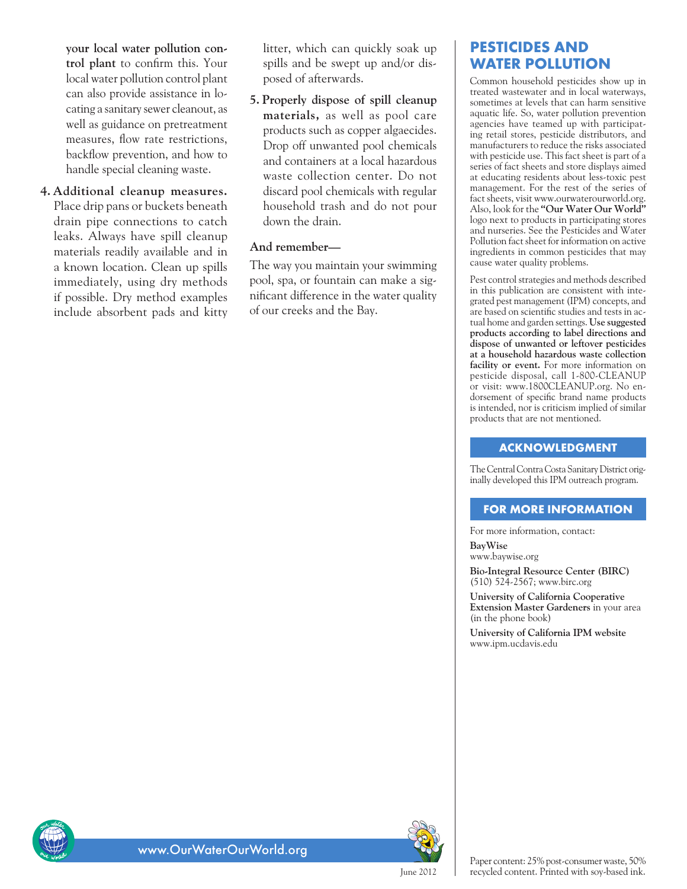**your local water pollution control plant** to confirm this. Your local water pollution control plant can also provide assistance in locating a sanitary sewer cleanout, as well as guidance on pretreatment measures, flow rate restrictions, backflow prevention, and how to handle special cleaning waste.

4. **Additional cleanup measures.** Place drip pans or buckets beneath drain pipe connections to catch leaks. Always have spill cleanup materials readily available and in a known location. Clean up spills immediately, using dry methods if possible. Dry method examples include absorbent pads and kitty litter, which can quickly soak up spills and be swept up and/or disposed of afterwards.

5. **Properly dispose of spill cleanup materials,** as well as pool care products such as copper algaecides. Drop off unwanted pool chemicals and containers at a local hazardous waste collection center. Do not discard pool chemicals with regular household trash and do not pour down the drain.

**And remember—**

The way you maintain your swimming pool, spa, or fountain can make a significant difference in the water quality of our creeks and the Bay.

## PESTICIDES AND WATER POLLUTION

Common household pesticides show up in treated wastewater and in local waterways, sometimes at levels that can harm sensitive aquatic life. So, water pollution prevention agencies have teamed up with participating retail stores, pesticide distributors, and manufacturers to reduce the risks associated with pesticide use. This fact sheet is part of a series of fact sheets and store displays aimed at educating residents about less-toxic pest management. For the rest of the series of fact sheets, visit www.ourwaterourworld.org. Also, look for the **"Our Water Our World"** logo next to products in participating stores and nurseries. See the Pesticides and Water Pollution fact sheet for information on active ingredients in common pesticides that may cause water quality problems.

Pest control strategies and methods described in this publication are consistent with integrated pest management (IPM) concepts, and are based on scientific studies and tests in actual home and garden settings. **Use suggested products according to label directions and dispose of unwanted or leftover pesticides at a household hazardous waste collection facility or event.** For more information on pesticide disposal, call 1-800-CLEANUP or visit: www.1800CLEANUP.org. No endorsement of specific brand name products is intended, nor is criticism implied of similar products that are not mentioned.

### ACKNOWLEDGMENT

The Central Contra Costa Sanitary District originally developed this IPM outreach program.

### FOR MORE INFORMATION

For more information, contact:

**BayWise**
www.baywise.org

**Bio-Integral Resource Center (BIRC)**
(510) 524-2567; www.birc.org

**University of California Cooperative Extension Master Gardeners** in your area (in the phone book)

**University of California IPM website**
www.ipm.ucdavis.edu

www.OurWaterOurWorld.org

June 2012

Paper content: 25% post-consumer waste, 50% recycled content. Printed with soy-based ink.